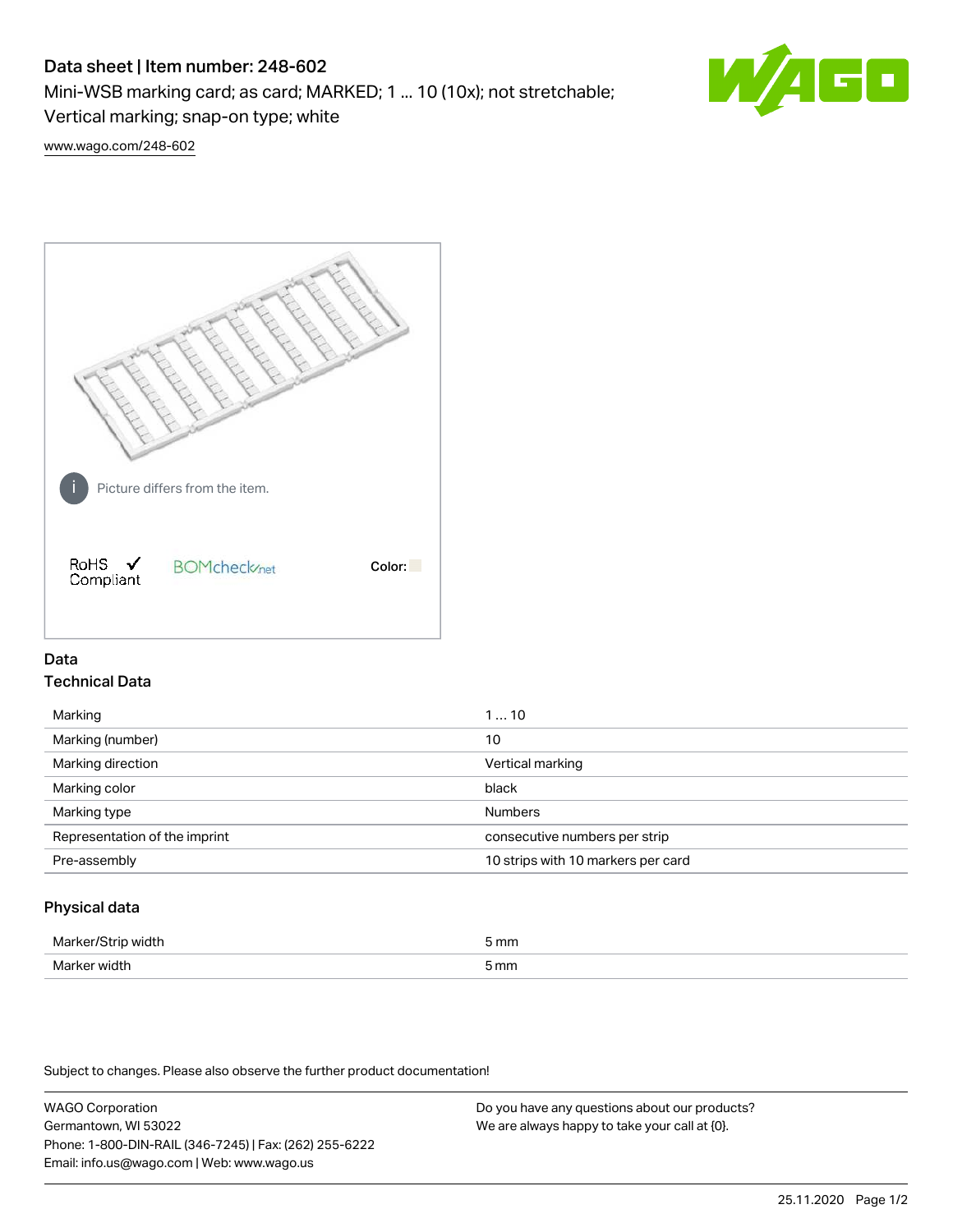# Data sheet | Item number: 248-602

Mini-WSB marking card; as card; MARKED; 1 ... 10 (10x); not stretchable; Vertical marking; snap-on type; white

www.wago.com/248-602

Picture differs from the item.

RoHS ✓ Compliant

BOMcheck.net

Color:

## Data

### Technical Data

| | |
|---|---|
| Marking | 1 … 10 |
| Marking (number) | 10 |
| Marking direction | Vertical marking |
| Marking color | black |
| Marking type | Numbers |
| Representation of the imprint | consecutive numbers per strip |
| Pre-assembly | 10 strips with 10 markers per card |

### Physical data

| | |
|---|---|
| Marker/Strip width | 5 mm |
| Marker width | 5 mm |

Subject to changes. Please also observe the further product documentation!

WAGO Corporation
Germantown, WI 53022
Phone: 1-800-DIN-RAIL (346-7245) | Fax: (262) 255-6222
Email: info.us@wago.com | Web: www.wago.us

Do you have any questions about our products?
We are always happy to take your call at {0}.

25.11.2020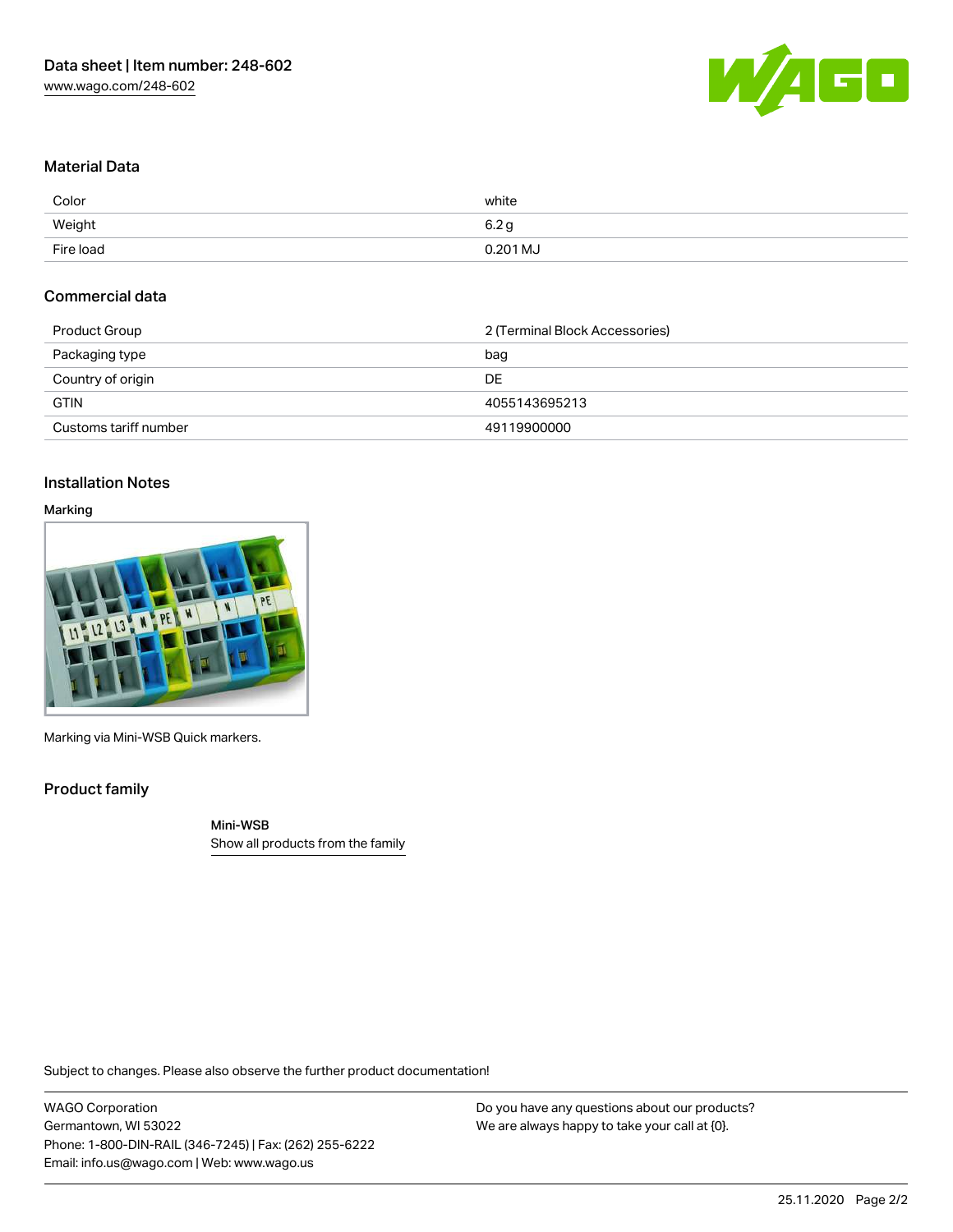## Material Data

| | |
|---|---|
| Color | white |
| Weight | 6.2 g |
| Fire load | 0.201 MJ |

## Commercial data

| | |
|---|---|
| Product Group | 2 (Terminal Block Accessories) |
| Packaging type | bag |
| Country of origin | DE |
| GTIN | 4055143695213 |
| Customs tariff number | 49119900000 |

## Installation Notes

### Marking

Marking via Mini-WSB Quick markers.

## Product family

Mini-WSB
Show all products from the family

Subject to changes. Please also observe the further product documentation!

WAGO Corporation
Germantown, WI 53022
Phone: 1-800-DIN-RAIL (346-7245) | Fax: (262) 255-6222
Email: info.us@wago.com | Web: www.wago.us

Do you have any questions about our products?
We are always happy to take your call at {0}.